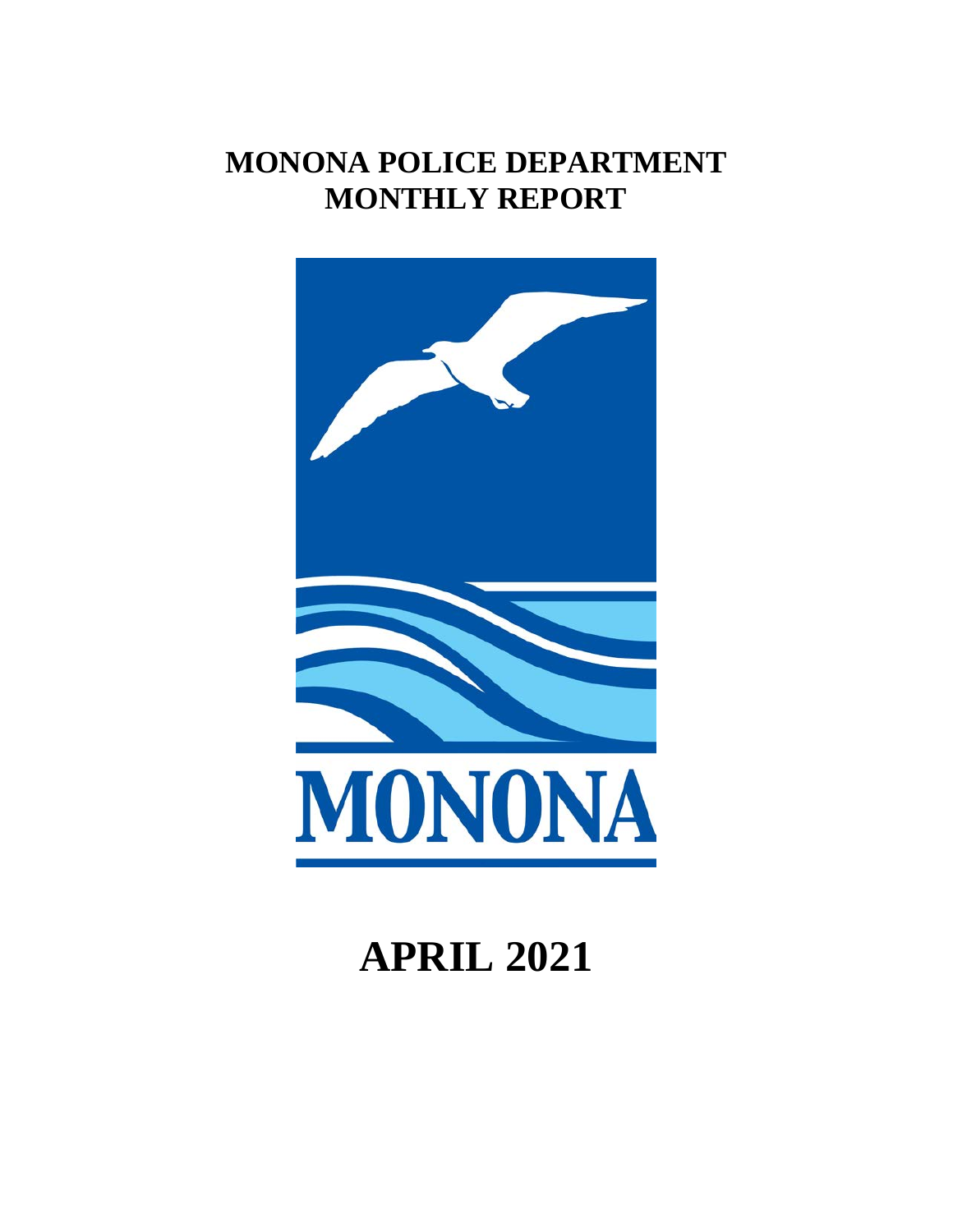# MONONA POLICE DEPARTMENT MONTHLY REPORT

MONONA

# APRIL 2021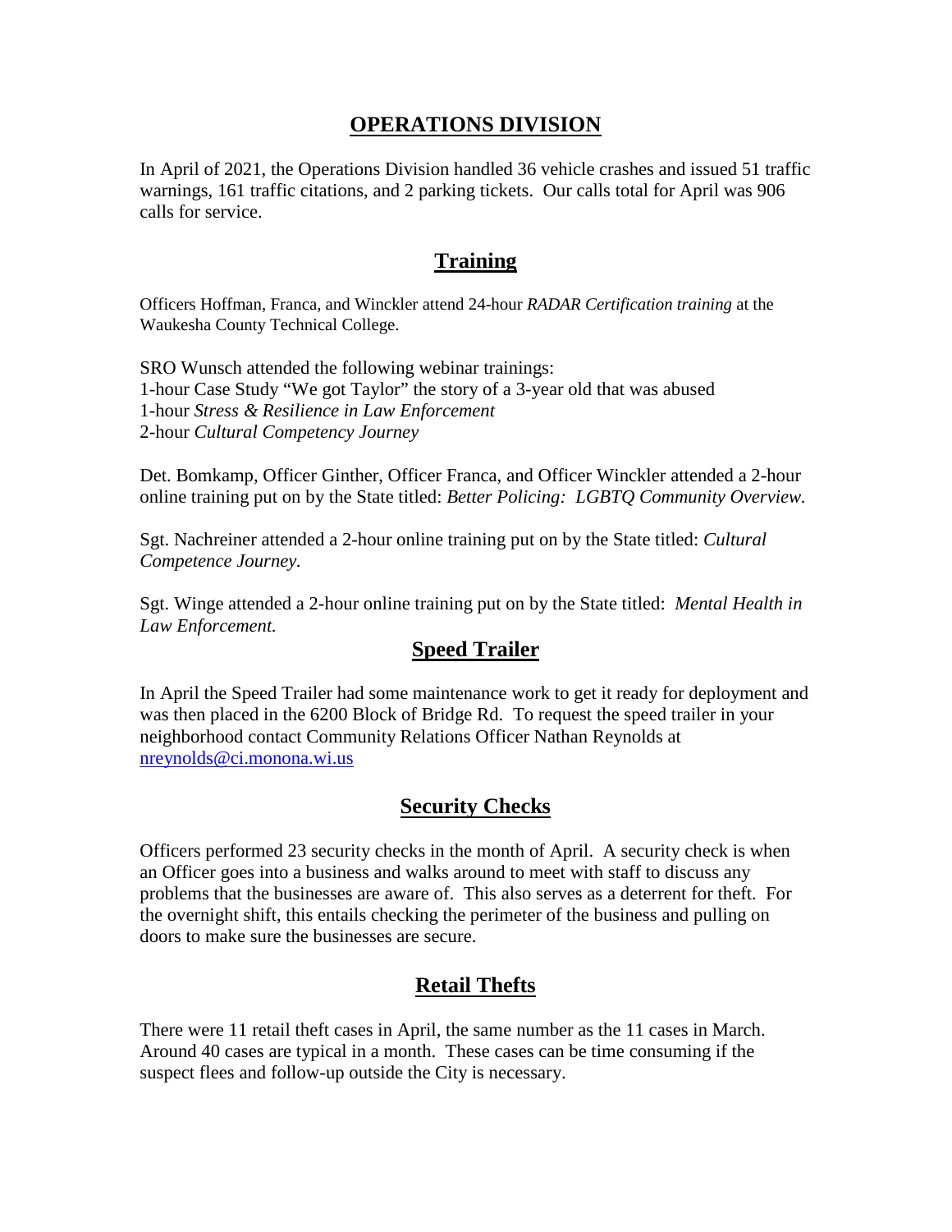# OPERATIONS DIVISION

In April of 2021, the Operations Division handled 36 vehicle crashes and issued 51 traffic warnings, 161 traffic citations, and 2 parking tickets. Our calls total for April was 906 calls for service.

## Training

Officers Hoffman, Franca, and Winckler attend 24-hour *RADAR Certification training* at the Waukesha County Technical College.

SRO Wunsch attended the following webinar trainings:
1-hour Case Study "We got Taylor" the story of a 3-year old that was abused
1-hour *Stress & Resilience in Law Enforcement*
2-hour *Cultural Competency Journey*

Det. Bomkamp, Officer Ginther, Officer Franca, and Officer Winckler attended a 2-hour online training put on by the State titled: *Better Policing: LGBTQ Community Overview.*

Sgt. Nachreiner attended a 2-hour online training put on by the State titled: *Cultural Competence Journey.*

Sgt. Winge attended a 2-hour online training put on by the State titled: *Mental Health in Law Enforcement.*

## Speed Trailer

In April the Speed Trailer had some maintenance work to get it ready for deployment and was then placed in the 6200 Block of Bridge Rd. To request the speed trailer in your neighborhood contact Community Relations Officer Nathan Reynolds at nreynolds@ci.monona.wi.us

## Security Checks

Officers performed 23 security checks in the month of April. A security check is when an Officer goes into a business and walks around to meet with staff to discuss any problems that the businesses are aware of. This also serves as a deterrent for theft. For the overnight shift, this entails checking the perimeter of the business and pulling on doors to make sure the businesses are secure.

## Retail Thefts

There were 11 retail theft cases in April, the same number as the 11 cases in March. Around 40 cases are typical in a month. These cases can be time consuming if the suspect flees and follow-up outside the City is necessary.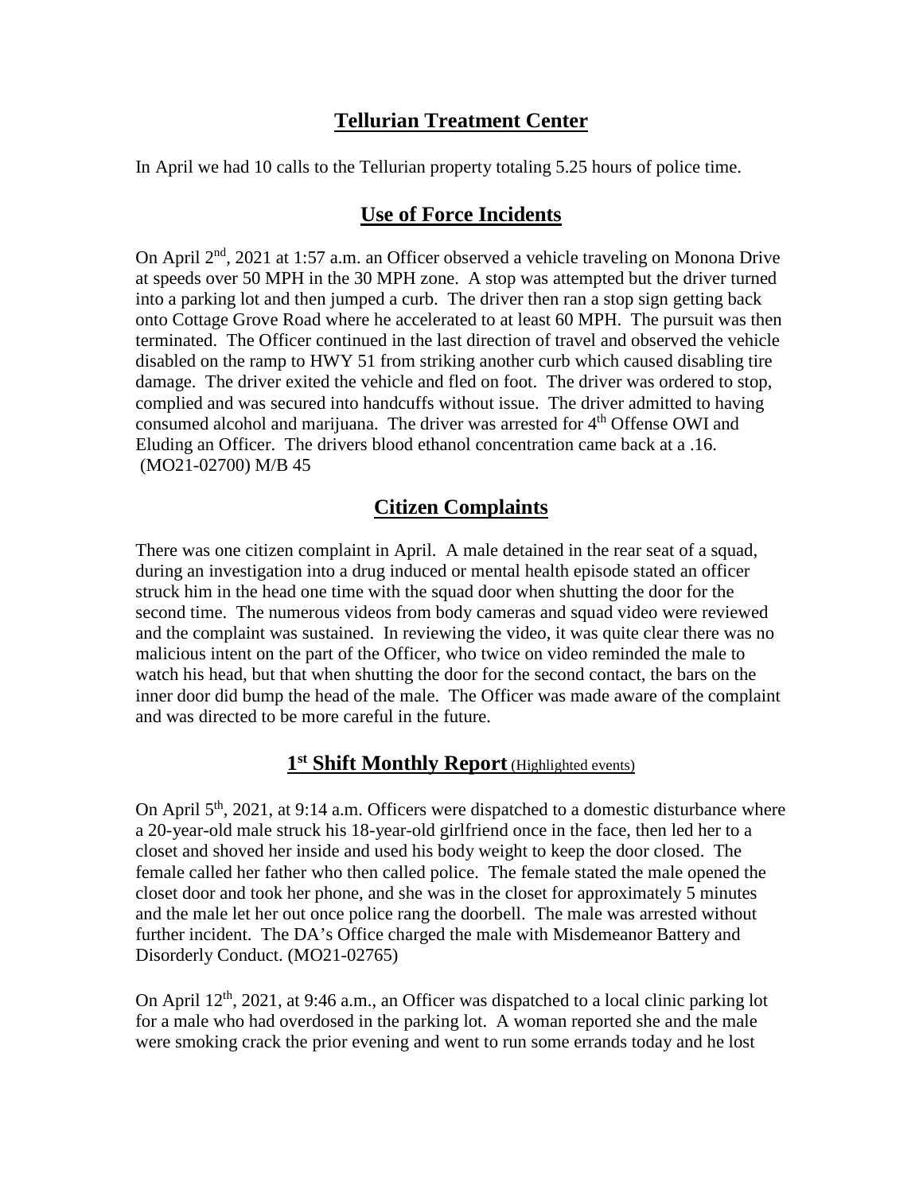## Tellurian Treatment Center

In April we had 10 calls to the Tellurian property totaling 5.25 hours of police time.

## Use of Force Incidents

On April 2nd, 2021 at 1:57 a.m. an Officer observed a vehicle traveling on Monona Drive at speeds over 50 MPH in the 30 MPH zone. A stop was attempted but the driver turned into a parking lot and then jumped a curb. The driver then ran a stop sign getting back onto Cottage Grove Road where he accelerated to at least 60 MPH. The pursuit was then terminated. The Officer continued in the last direction of travel and observed the vehicle disabled on the ramp to HWY 51 from striking another curb which caused disabling tire damage. The driver exited the vehicle and fled on foot. The driver was ordered to stop, complied and was secured into handcuffs without issue. The driver admitted to having consumed alcohol and marijuana. The driver was arrested for 4th Offense OWI and Eluding an Officer. The drivers blood ethanol concentration came back at a .16. (MO21-02700) M/B 45

## Citizen Complaints

There was one citizen complaint in April. A male detained in the rear seat of a squad, during an investigation into a drug induced or mental health episode stated an officer struck him in the head one time with the squad door when shutting the door for the second time. The numerous videos from body cameras and squad video were reviewed and the complaint was sustained. In reviewing the video, it was quite clear there was no malicious intent on the part of the Officer, who twice on video reminded the male to watch his head, but that when shutting the door for the second contact, the bars on the inner door did bump the head of the male. The Officer was made aware of the complaint and was directed to be more careful in the future.

## 1st Shift Monthly Report (Highlighted events)

On April 5th, 2021, at 9:14 a.m. Officers were dispatched to a domestic disturbance where a 20-year-old male struck his 18-year-old girlfriend once in the face, then led her to a closet and shoved her inside and used his body weight to keep the door closed. The female called her father who then called police. The female stated the male opened the closet door and took her phone, and she was in the closet for approximately 5 minutes and the male let her out once police rang the doorbell. The male was arrested without further incident. The DA's Office charged the male with Misdemeanor Battery and Disorderly Conduct. (MO21-02765)

On April 12th, 2021, at 9:46 a.m., an Officer was dispatched to a local clinic parking lot for a male who had overdosed in the parking lot. A woman reported she and the male were smoking crack the prior evening and went to run some errands today and he lost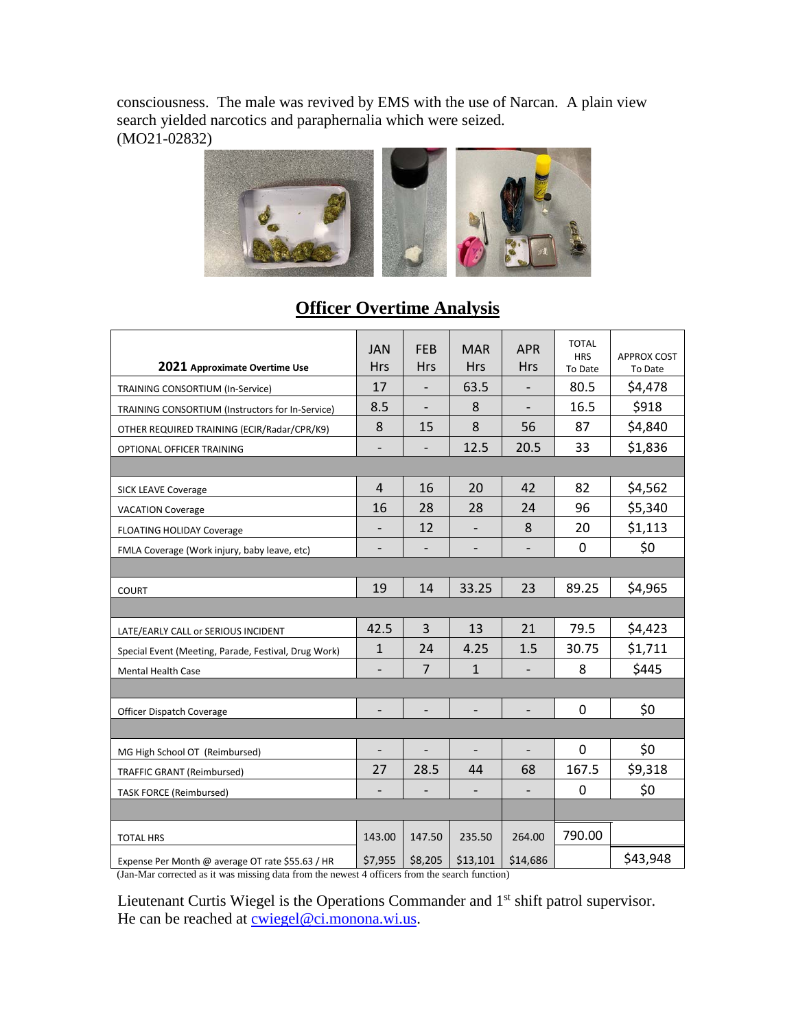consciousness. The male was revived by EMS with the use of Narcan. A plain view search yielded narcotics and paraphernalia which were seized. (MO21-02832)

## **Officer Overtime Analysis**

| 2021 Approximate Overtime Use | JAN Hrs | FEB Hrs | MAR Hrs | APR Hrs | TOTAL HRS To Date | APPROX COST To Date |
|---|---|---|---|---|---|---|
| TRAINING CONSORTIUM (In-Service) | 17 | - | 63.5 | - | 80.5 | $4,478 |
| TRAINING CONSORTIUM (Instructors for In-Service) | 8.5 | - | 8 | - | 16.5 | $918 |
| OTHER REQUIRED TRAINING (ECIR/Radar/CPR/K9) | 8 | 15 | 8 | 56 | 87 | $4,840 |
| OPTIONAL OFFICER TRAINING | - | - | 12.5 | 20.5 | 33 | $1,836 |
| | | | | | | |
| SICK LEAVE Coverage | 4 | 16 | 20 | 42 | 82 | $4,562 |
| VACATION Coverage | 16 | 28 | 28 | 24 | 96 | $5,340 |
| FLOATING HOLIDAY Coverage | - | 12 | - | 8 | 20 | $1,113 |
| FMLA Coverage (Work injury, baby leave, etc) | - | - | - | - | 0 | $0 |
| | | | | | | |
| COURT | 19 | 14 | 33.25 | 23 | 89.25 | $4,965 |
| | | | | | | |
| LATE/EARLY CALL or SERIOUS INCIDENT | 42.5 | 3 | 13 | 21 | 79.5 | $4,423 |
| Special Event (Meeting, Parade, Festival, Drug Work) | 1 | 24 | 4.25 | 1.5 | 30.75 | $1,711 |
| Mental Health Case | - | 7 | 1 | - | 8 | $445 |
| | | | | | | |
| Officer Dispatch Coverage | - | - | - | - | 0 | $0 |
| | | | | | | |
| MG High School OT (Reimbursed) | - | - | - | - | 0 | $0 |
| TRAFFIC GRANT (Reimbursed) | 27 | 28.5 | 44 | 68 | 167.5 | $9,318 |
| TASK FORCE (Reimbursed) | - | - | - | - | 0 | $0 |
| | | | | | | |
| TOTAL HRS | 143.00 | 147.50 | 235.50 | 264.00 | 790.00 | |
| Expense Per Month @ average OT rate $55.63 / HR | $7,955 | $8,205 | $13,101 | $14,686 | | $43,948 |

(Jan-Mar corrected as it was missing data from the newest 4 officers from the search function)

Lieutenant Curtis Wiegel is the Operations Commander and 1st shift patrol supervisor. He can be reached at [cwiegel@ci.monona.wi.us](mailto:cwiegel@ci.monona.wi.us).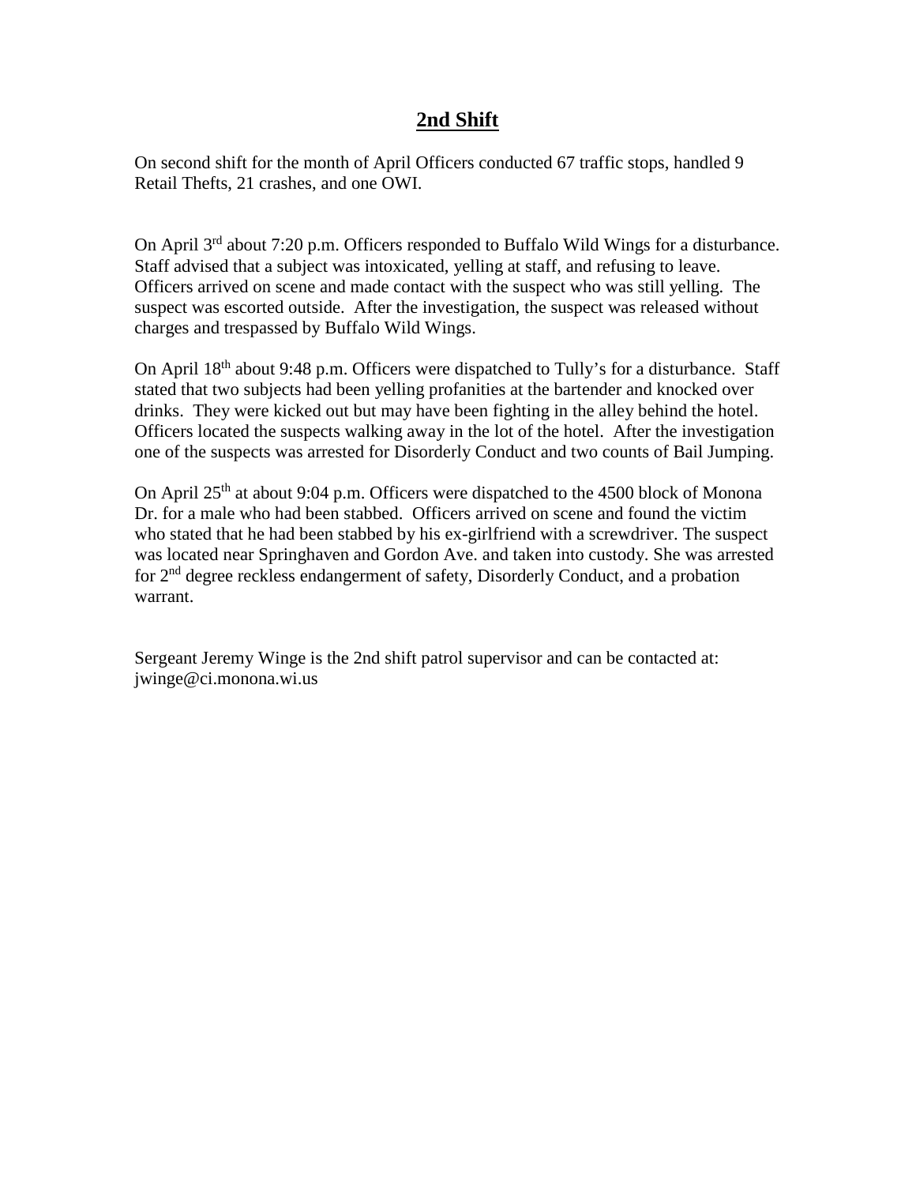## 2nd Shift

On second shift for the month of April Officers conducted 67 traffic stops, handled 9 Retail Thefts, 21 crashes, and one OWI.

On April 3rd about 7:20 p.m. Officers responded to Buffalo Wild Wings for a disturbance. Staff advised that a subject was intoxicated, yelling at staff, and refusing to leave. Officers arrived on scene and made contact with the suspect who was still yelling. The suspect was escorted outside. After the investigation, the suspect was released without charges and trespassed by Buffalo Wild Wings.

On April 18th about 9:48 p.m. Officers were dispatched to Tully's for a disturbance. Staff stated that two subjects had been yelling profanities at the bartender and knocked over drinks. They were kicked out but may have been fighting in the alley behind the hotel. Officers located the suspects walking away in the lot of the hotel. After the investigation one of the suspects was arrested for Disorderly Conduct and two counts of Bail Jumping.

On April 25th at about 9:04 p.m. Officers were dispatched to the 4500 block of Monona Dr. for a male who had been stabbed. Officers arrived on scene and found the victim who stated that he had been stabbed by his ex-girlfriend with a screwdriver. The suspect was located near Springhaven and Gordon Ave. and taken into custody. She was arrested for 2nd degree reckless endangerment of safety, Disorderly Conduct, and a probation warrant.

Sergeant Jeremy Winge is the 2nd shift patrol supervisor and can be contacted at: jwinge@ci.monona.wi.us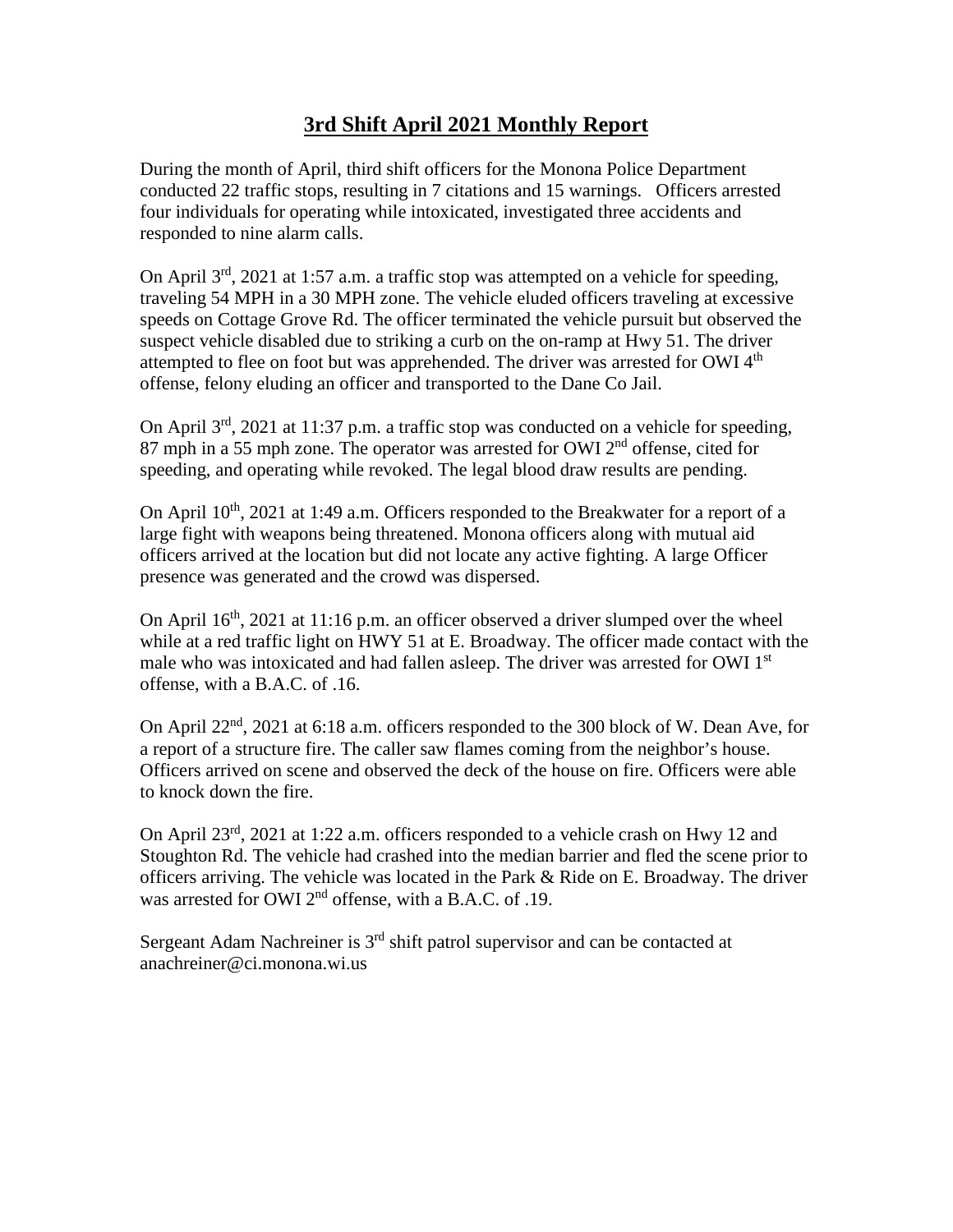# 3rd Shift April 2021 Monthly Report

During the month of April, third shift officers for the Monona Police Department conducted 22 traffic stops, resulting in 7 citations and 15 warnings. Officers arrested four individuals for operating while intoxicated, investigated three accidents and responded to nine alarm calls.

On April 3rd, 2021 at 1:57 a.m. a traffic stop was attempted on a vehicle for speeding, traveling 54 MPH in a 30 MPH zone. The vehicle eluded officers traveling at excessive speeds on Cottage Grove Rd. The officer terminated the vehicle pursuit but observed the suspect vehicle disabled due to striking a curb on the on-ramp at Hwy 51. The driver attempted to flee on foot but was apprehended. The driver was arrested for OWI 4th offense, felony eluding an officer and transported to the Dane Co Jail.

On April 3rd, 2021 at 11:37 p.m. a traffic stop was conducted on a vehicle for speeding, 87 mph in a 55 mph zone. The operator was arrested for OWI 2nd offense, cited for speeding, and operating while revoked. The legal blood draw results are pending.

On April 10th, 2021 at 1:49 a.m. Officers responded to the Breakwater for a report of a large fight with weapons being threatened. Monona officers along with mutual aid officers arrived at the location but did not locate any active fighting. A large Officer presence was generated and the crowd was dispersed.

On April 16th, 2021 at 11:16 p.m. an officer observed a driver slumped over the wheel while at a red traffic light on HWY 51 at E. Broadway. The officer made contact with the male who was intoxicated and had fallen asleep. The driver was arrested for OWI 1st offense, with a B.A.C. of .16.

On April 22nd, 2021 at 6:18 a.m. officers responded to the 300 block of W. Dean Ave, for a report of a structure fire. The caller saw flames coming from the neighbor's house. Officers arrived on scene and observed the deck of the house on fire. Officers were able to knock down the fire.

On April 23rd, 2021 at 1:22 a.m. officers responded to a vehicle crash on Hwy 12 and Stoughton Rd. The vehicle had crashed into the median barrier and fled the scene prior to officers arriving. The vehicle was located in the Park & Ride on E. Broadway. The driver was arrested for OWI 2nd offense, with a B.A.C. of .19.

Sergeant Adam Nachreiner is 3rd shift patrol supervisor and can be contacted at anachreiner@ci.monona.wi.us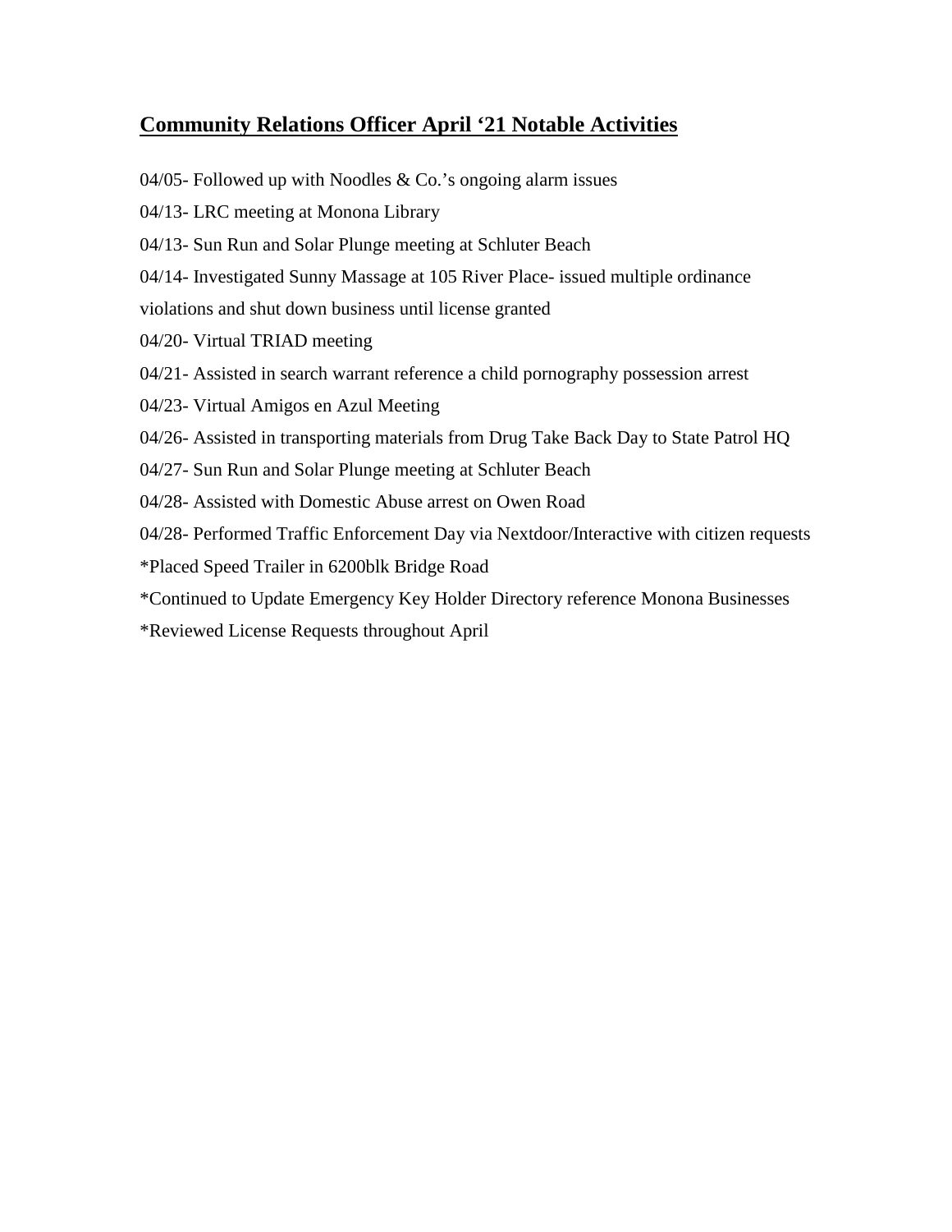## Community Relations Officer April '21 Notable Activities

04/05- Followed up with Noodles & Co.'s ongoing alarm issues

04/13- LRC meeting at Monona Library

04/13- Sun Run and Solar Plunge meeting at Schluter Beach

04/14- Investigated Sunny Massage at 105 River Place- issued multiple ordinance violations and shut down business until license granted

04/20- Virtual TRIAD meeting

04/21- Assisted in search warrant reference a child pornography possession arrest

04/23- Virtual Amigos en Azul Meeting

04/26- Assisted in transporting materials from Drug Take Back Day to State Patrol HQ

04/27- Sun Run and Solar Plunge meeting at Schluter Beach

04/28- Assisted with Domestic Abuse arrest on Owen Road

04/28- Performed Traffic Enforcement Day via Nextdoor/Interactive with citizen requests

*Placed Speed Trailer in 6200blk Bridge Road

*Continued to Update Emergency Key Holder Directory reference Monona Businesses

*Reviewed License Requests throughout April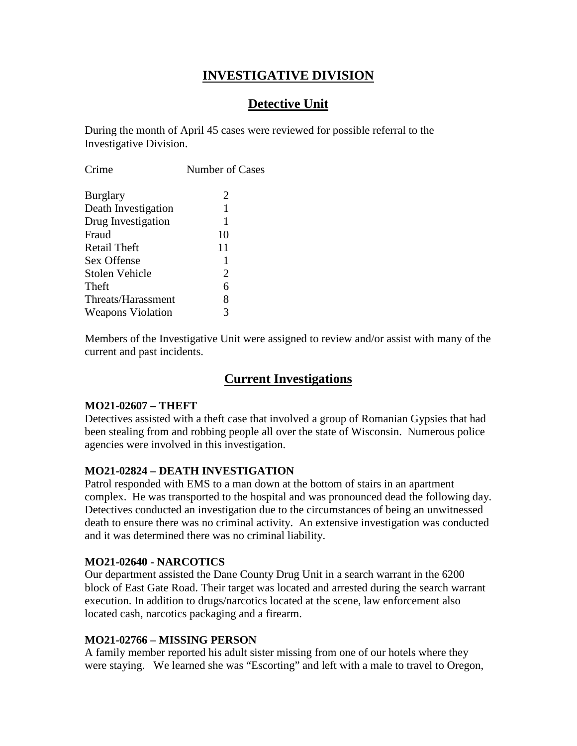# INVESTIGATIVE DIVISION

## Detective Unit

During the month of April 45 cases were reviewed for possible referral to the Investigative Division.

| Crime | Number of Cases |
|---|---|
| Burglary | 2 |
| Death Investigation | 1 |
| Drug Investigation | 1 |
| Fraud | 10 |
| Retail Theft | 11 |
| Sex Offense | 1 |
| Stolen Vehicle | 2 |
| Theft | 6 |
| Threats/Harassment | 8 |
| Weapons Violation | 3 |

Members of the Investigative Unit were assigned to review and/or assist with many of the current and past incidents.

## Current Investigations

**MO21-02607 – THEFT**
Detectives assisted with a theft case that involved a group of Romanian Gypsies that had been stealing from and robbing people all over the state of Wisconsin. Numerous police agencies were involved in this investigation.

**MO21-02824 – DEATH INVESTIGATION**
Patrol responded with EMS to a man down at the bottom of stairs in an apartment complex. He was transported to the hospital and was pronounced dead the following day. Detectives conducted an investigation due to the circumstances of being an unwitnessed death to ensure there was no criminal activity. An extensive investigation was conducted and it was determined there was no criminal liability.

**MO21-02640 - NARCOTICS**
Our department assisted the Dane County Drug Unit in a search warrant in the 6200 block of East Gate Road. Their target was located and arrested during the search warrant execution. In addition to drugs/narcotics located at the scene, law enforcement also located cash, narcotics packaging and a firearm.

**MO21-02766 – MISSING PERSON**
A family member reported his adult sister missing from one of our hotels where they were staying. We learned she was "Escorting" and left with a male to travel to Oregon,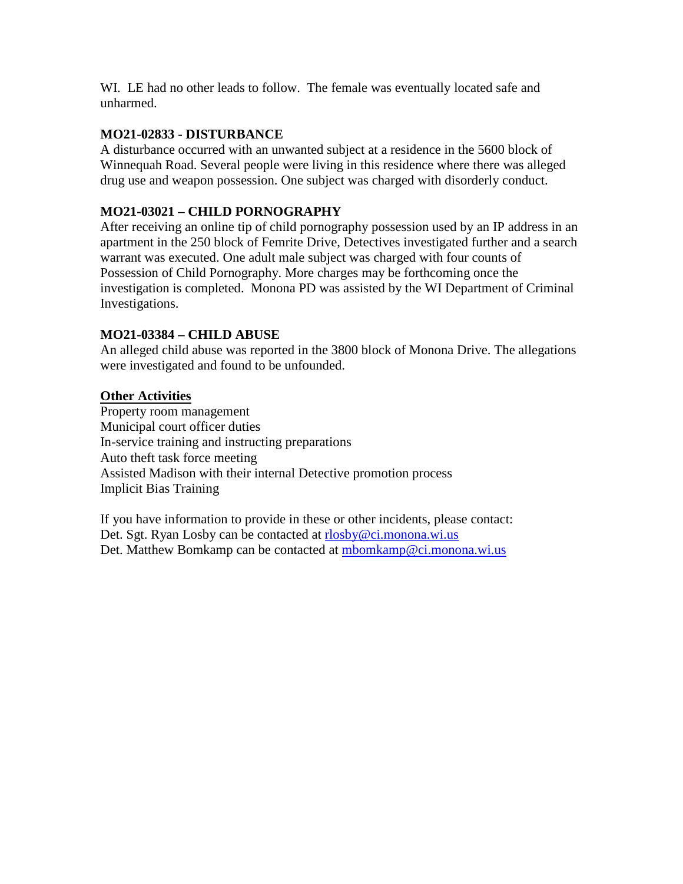WI. LE had no other leads to follow. The female was eventually located safe and unharmed.

**MO21-02833 - DISTURBANCE**
A disturbance occurred with an unwanted subject at a residence in the 5600 block of Winnequah Road. Several people were living in this residence where there was alleged drug use and weapon possession. One subject was charged with disorderly conduct.

**MO21-03021 – CHILD PORNOGRAPHY**
After receiving an online tip of child pornography possession used by an IP address in an apartment in the 250 block of Femrite Drive, Detectives investigated further and a search warrant was executed. One adult male subject was charged with four counts of Possession of Child Pornography. More charges may be forthcoming once the investigation is completed. Monona PD was assisted by the WI Department of Criminal Investigations.

**MO21-03384 – CHILD ABUSE**
An alleged child abuse was reported in the 3800 block of Monona Drive. The allegations were investigated and found to be unfounded.

**Other Activities**
Property room management
Municipal court officer duties
In-service training and instructing preparations
Auto theft task force meeting
Assisted Madison with their internal Detective promotion process
Implicit Bias Training

If you have information to provide in these or other incidents, please contact:
Det. Sgt. Ryan Losby can be contacted at rlosby@ci.monona.wi.us
Det. Matthew Bomkamp can be contacted at mbomkamp@ci.monona.wi.us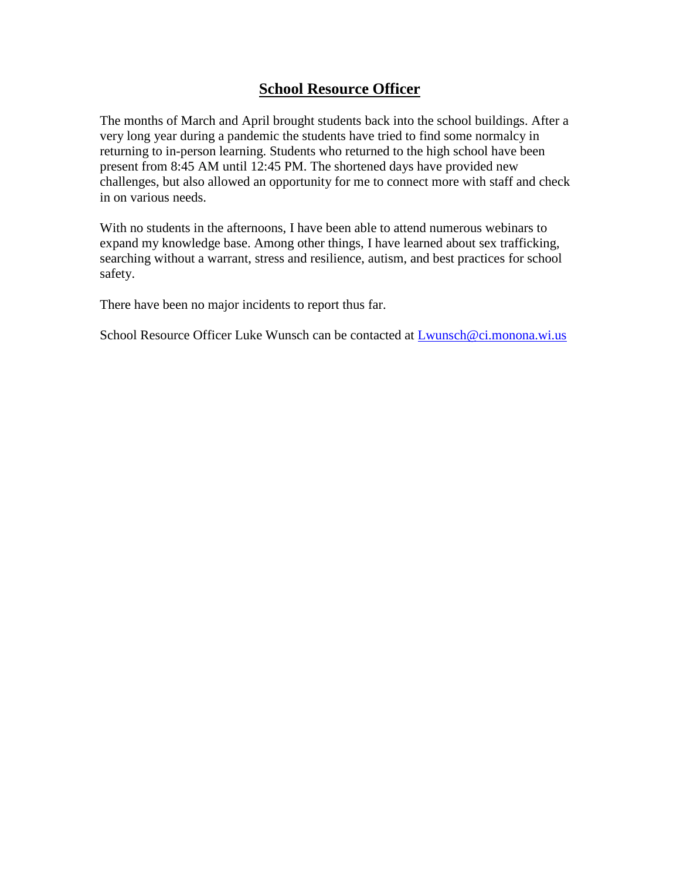## School Resource Officer

The months of March and April brought students back into the school buildings. After a very long year during a pandemic the students have tried to find some normalcy in returning to in-person learning. Students who returned to the high school have been present from 8:45 AM until 12:45 PM. The shortened days have provided new challenges, but also allowed an opportunity for me to connect more with staff and check in on various needs.

With no students in the afternoons, I have been able to attend numerous webinars to expand my knowledge base. Among other things, I have learned about sex trafficking, searching without a warrant, stress and resilience, autism, and best practices for school safety.

There have been no major incidents to report thus far.

School Resource Officer Luke Wunsch can be contacted at Lwunsch@ci.monona.wi.us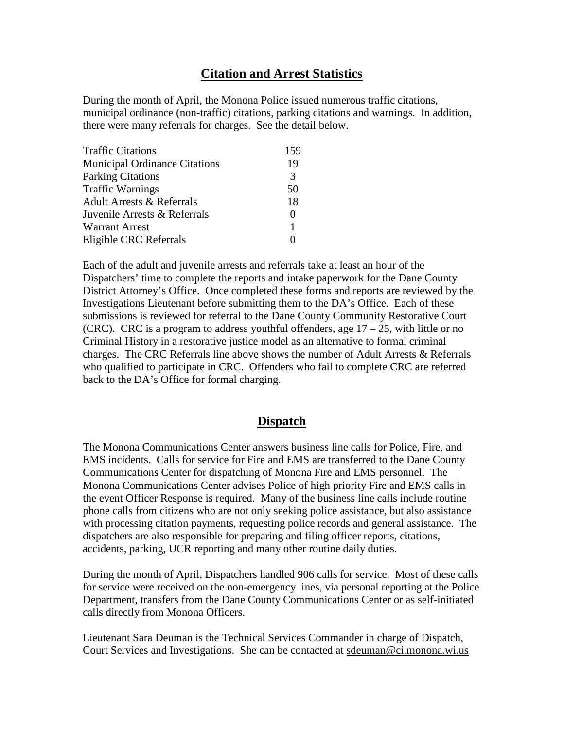## Citation and Arrest Statistics

During the month of April, the Monona Police issued numerous traffic citations, municipal ordinance (non-traffic) citations, parking citations and warnings. In addition, there were many referrals for charges. See the detail below.

| | |
|---|---|
| Traffic Citations | 159 |
| Municipal Ordinance Citations | 19 |
| Parking Citations | 3 |
| Traffic Warnings | 50 |
| Adult Arrests & Referrals | 18 |
| Juvenile Arrests & Referrals | 0 |
| Warrant Arrest | 1 |
| Eligible CRC Referrals | 0 |

Each of the adult and juvenile arrests and referrals take at least an hour of the Dispatchers' time to complete the reports and intake paperwork for the Dane County District Attorney's Office. Once completed these forms and reports are reviewed by the Investigations Lieutenant before submitting them to the DA's Office. Each of these submissions is reviewed for referral to the Dane County Community Restorative Court (CRC). CRC is a program to address youthful offenders, age 17 – 25, with little or no Criminal History in a restorative justice model as an alternative to formal criminal charges. The CRC Referrals line above shows the number of Adult Arrests & Referrals who qualified to participate in CRC. Offenders who fail to complete CRC are referred back to the DA's Office for formal charging.

## Dispatch

The Monona Communications Center answers business line calls for Police, Fire, and EMS incidents. Calls for service for Fire and EMS are transferred to the Dane County Communications Center for dispatching of Monona Fire and EMS personnel. The Monona Communications Center advises Police of high priority Fire and EMS calls in the event Officer Response is required. Many of the business line calls include routine phone calls from citizens who are not only seeking police assistance, but also assistance with processing citation payments, requesting police records and general assistance. The dispatchers are also responsible for preparing and filing officer reports, citations, accidents, parking, UCR reporting and many other routine daily duties.

During the month of April, Dispatchers handled 906 calls for service. Most of these calls for service were received on the non-emergency lines, via personal reporting at the Police Department, transfers from the Dane County Communications Center or as self-initiated calls directly from Monona Officers.

Lieutenant Sara Deuman is the Technical Services Commander in charge of Dispatch, Court Services and Investigations. She can be contacted at sdeuman@ci.monona.wi.us